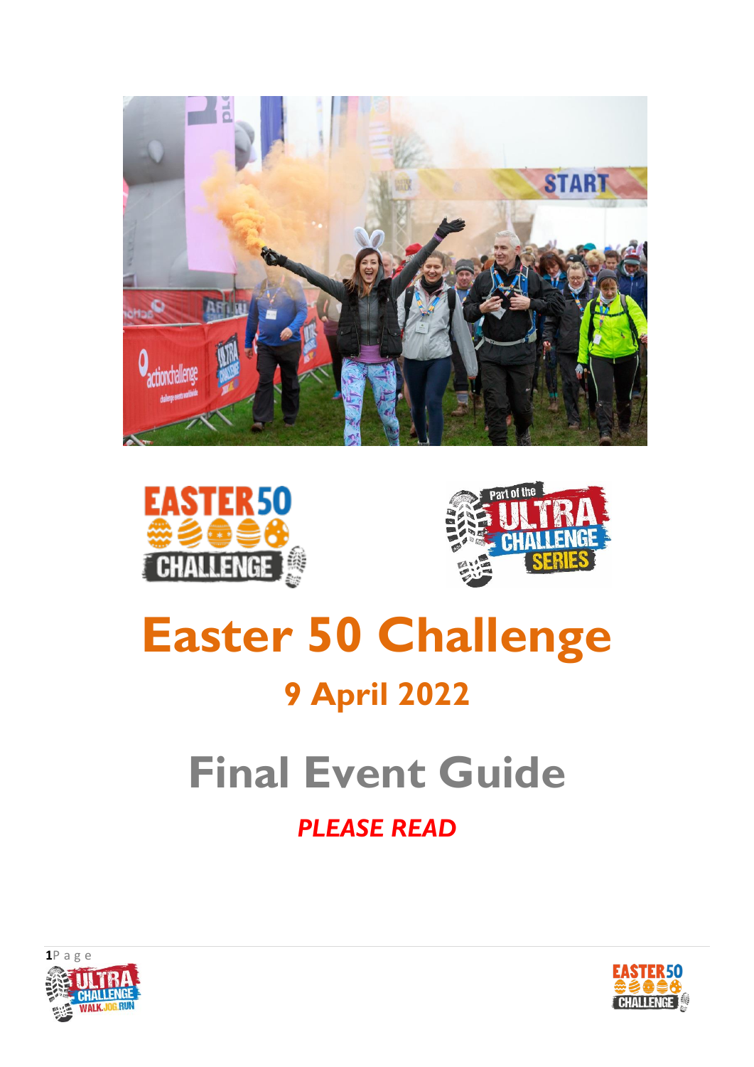# Easter 50 Challenge

## 9 April 2022

# Final Event Guide

***PLEASE READ***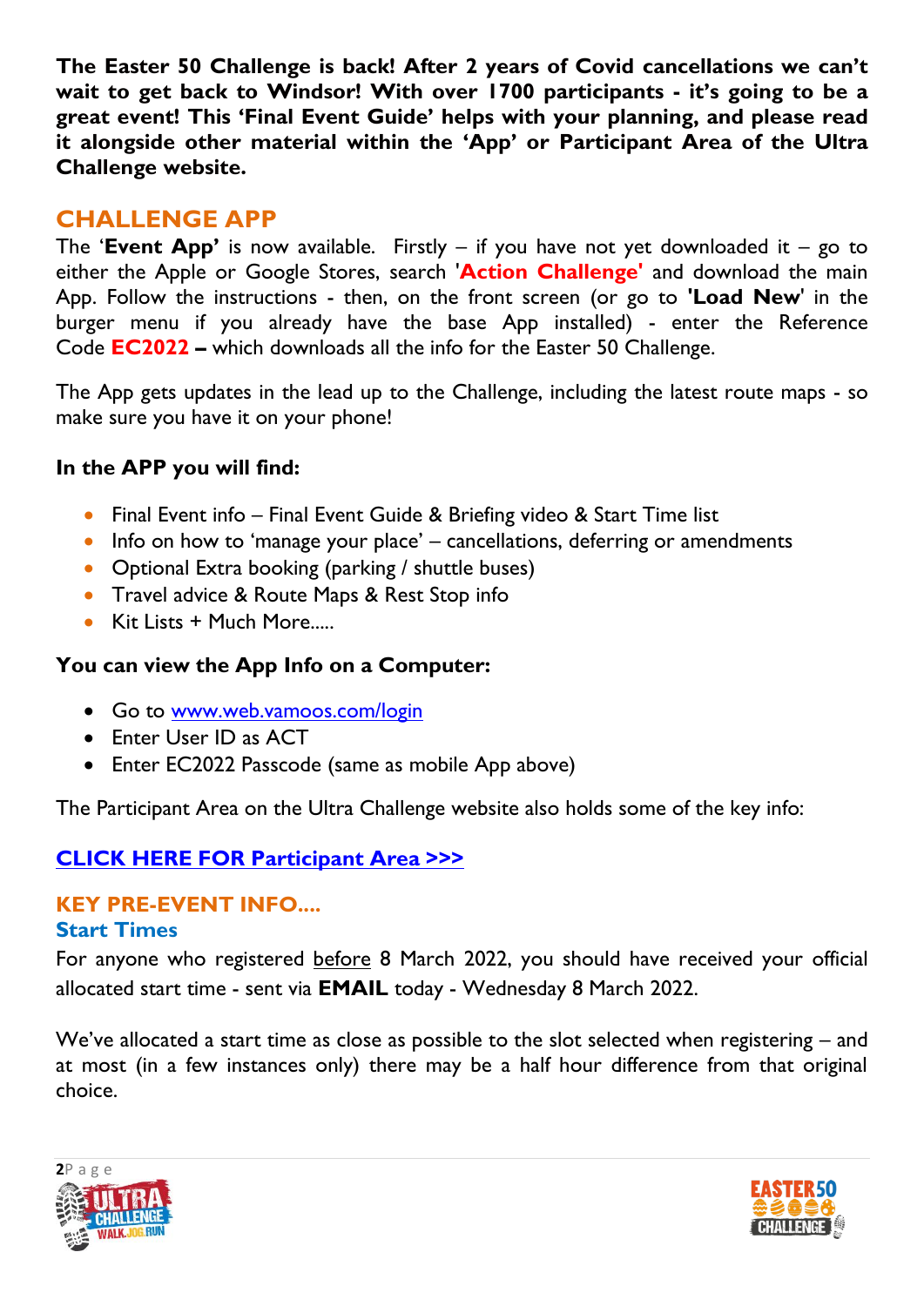**The Easter 50 Challenge is back! After 2 years of Covid cancellations we can't wait to get back to Windsor! With over 1700 participants - it's going to be a great event! This 'Final Event Guide' helps with your planning, and please read it alongside other material within the 'App' or Participant Area of the Ultra Challenge website.**

## CHALLENGE APP

The '**Event App'** is now available. Firstly – if you have not yet downloaded it – go to either the Apple or Google Stores, search '**Action Challenge'** and download the main App. Follow the instructions - then, on the front screen (or go to **'Load New**' in the burger menu if you already have the base App installed) - enter the Reference Code **EC2022 –** which downloads all the info for the Easter 50 Challenge.

The App gets updates in the lead up to the Challenge, including the latest route maps - so make sure you have it on your phone!

**In the APP you will find:**

- Final Event info – Final Event Guide & Briefing video & Start Time list
- Info on how to 'manage your place' – cancellations, deferring or amendments
- Optional Extra booking (parking / shuttle buses)
- Travel advice & Route Maps & Rest Stop info
- Kit Lists + Much More.....

**You can view the App Info on a Computer:**

- Go to www.web.vamoos.com/login
- Enter User ID as ACT
- Enter EC2022 Passcode (same as mobile App above)

The Participant Area on the Ultra Challenge website also holds some of the key info:

**CLICK HERE FOR Participant Area >>>**

## KEY PRE-EVENT INFO....

### Start Times

For anyone who registered before 8 March 2022, you should have received your official allocated start time - sent via **EMAIL** today - Wednesday 8 March 2022.

We've allocated a start time as close as possible to the slot selected when registering – and at most (in a few instances only) there may be a half hour difference from that original choice.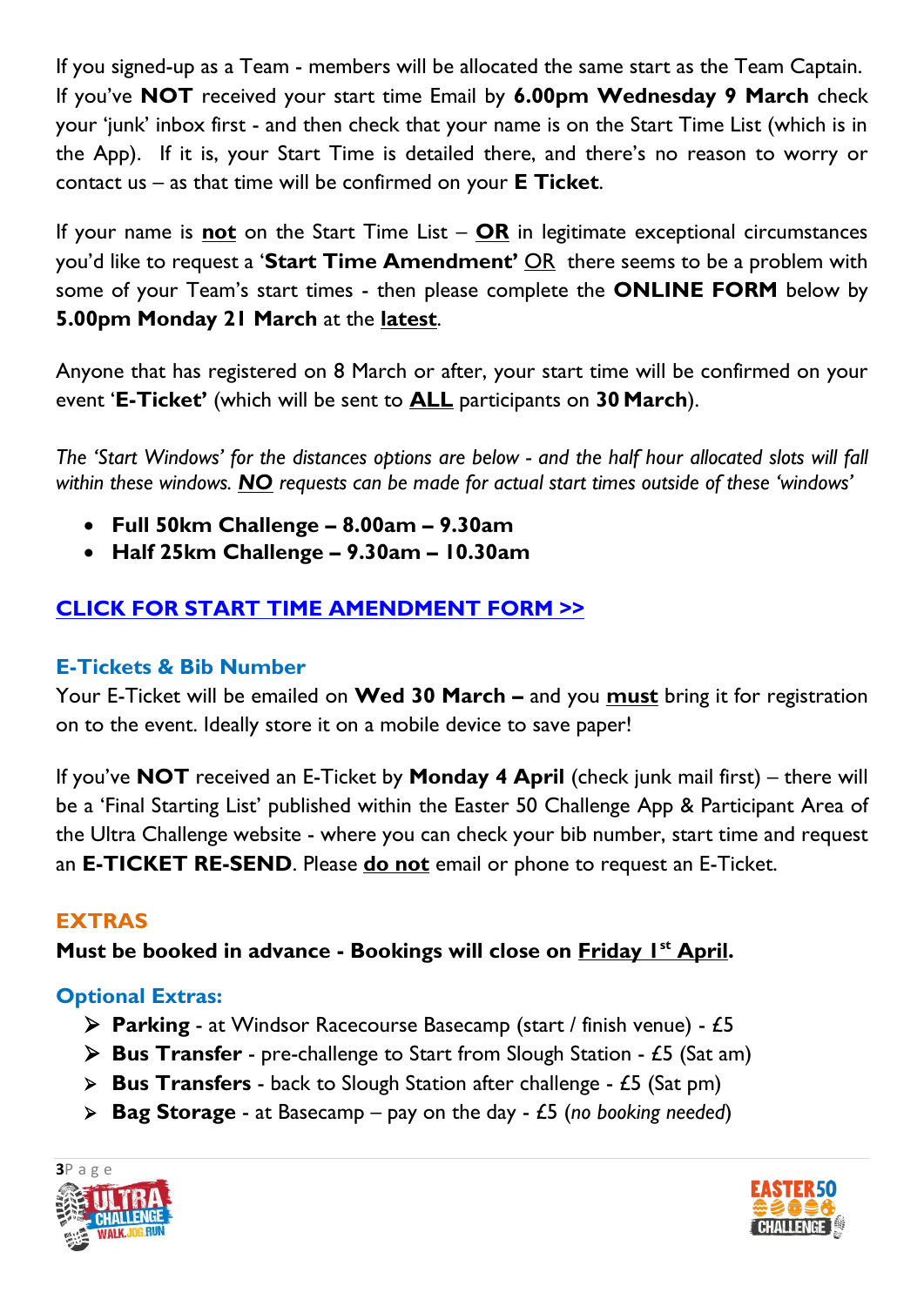If you signed-up as a Team - members will be allocated the same start as the Team Captain. If you've **NOT** received your start time Email by **6.00pm Wednesday 9 March** check your 'junk' inbox first - and then check that your name is on the Start Time List (which is in the App). If it is, your Start Time is detailed there, and there's no reason to worry or contact us – as that time will be confirmed on your **E Ticket**.

If your name is **not** on the Start Time List – **OR** in legitimate exceptional circumstances you'd like to request a '**Start Time Amendment'** OR there seems to be a problem with some of your Team's start times - then please complete the **ONLINE FORM** below by **5.00pm Monday 21 March** at the **latest**.

Anyone that has registered on 8 March or after, your start time will be confirmed on your event '**E-Ticket'** (which will be sent to **ALL** participants on **30 March**).

*The 'Start Windows' for the distances options are below - and the half hour allocated slots will fall within these windows.* ***NO*** *requests can be made for actual start times outside of these 'windows'*

- **Full 50km Challenge – 8.00am – 9.30am**
- **Half 25km Challenge – 9.30am – 10.30am**

**CLICK FOR START TIME AMENDMENT FORM >>**

## E-Tickets & Bib Number

Your E-Ticket will be emailed on **Wed 30 March –** and you **must** bring it for registration on to the event. Ideally store it on a mobile device to save paper!

If you've **NOT** received an E-Ticket by **Monday 4 April** (check junk mail first) – there will be a 'Final Starting List' published within the Easter 50 Challenge App & Participant Area of the Ultra Challenge website - where you can check your bib number, start time and request an **E-TICKET RE-SEND**. Please **do not** email or phone to request an E-Ticket.

## EXTRAS

**Must be booked in advance - Bookings will close on Friday 1st April.**

### Optional Extras:

- **Parking** - at Windsor Racecourse Basecamp (start / finish venue) - £5
- **Bus Transfer** - pre-challenge to Start from Slough Station - £5 (Sat am)
- **Bus Transfers** - back to Slough Station after challenge - £5 (Sat pm)
- **Bag Storage** - at Basecamp – pay on the day - £5 (*no booking needed*)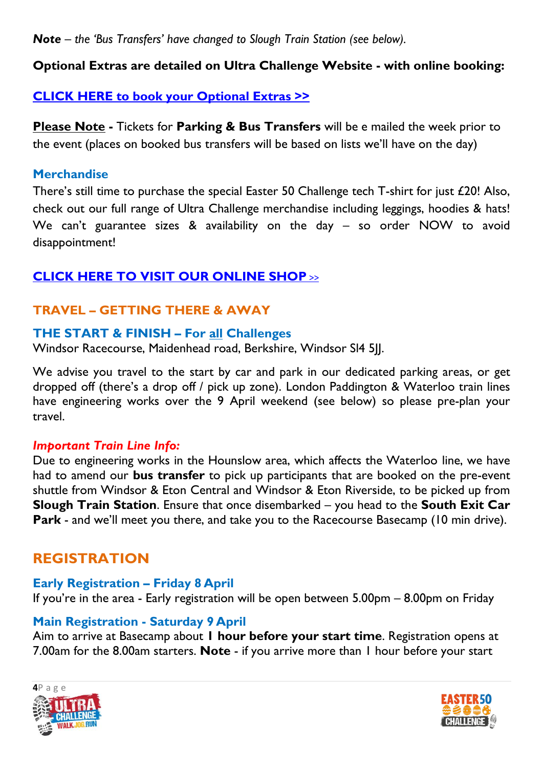***Note*** *– the 'Bus Transfers' have changed to Slough Train Station (see below).*

**Optional Extras are detailed on Ultra Challenge Website - with online booking:**

**CLICK HERE to book your Optional Extras >>**

**Please Note -** Tickets for **Parking & Bus Transfers** will be e mailed the week prior to the event (places on booked bus transfers will be based on lists we'll have on the day)

### Merchandise

There's still time to purchase the special Easter 50 Challenge tech T-shirt for just £20! Also, check out our full range of Ultra Challenge merchandise including leggings, hoodies & hats! We can't guarantee sizes & availability on the day – so order NOW to avoid disappointment!

**CLICK HERE TO VISIT OUR ONLINE SHOP >>**

## TRAVEL – GETTING THERE & AWAY

### THE START & FINISH – For all Challenges

Windsor Racecourse, Maidenhead road, Berkshire, Windsor Sl4 5JJ.

We advise you travel to the start by car and park in our dedicated parking areas, or get dropped off (there's a drop off / pick up zone). London Paddington & Waterloo train lines have engineering works over the 9 April weekend (see below) so please pre-plan your travel.

***Important Train Line Info:***

Due to engineering works in the Hounslow area, which affects the Waterloo line, we have had to amend our **bus transfer** to pick up participants that are booked on the pre-event shuttle from Windsor & Eton Central and Windsor & Eton Riverside, to be picked up from **Slough Train Station**. Ensure that once disembarked – you head to the **South Exit Car Park** - and we'll meet you there, and take you to the Racecourse Basecamp (10 min drive).

## REGISTRATION

### Early Registration – Friday 8 April

If you're in the area - Early registration will be open between 5.00pm – 8.00pm on Friday

### Main Registration - Saturday 9 April

Aim to arrive at Basecamp about **1 hour before your start time**. Registration opens at 7.00am for the 8.00am starters. **Note** - if you arrive more than 1 hour before your start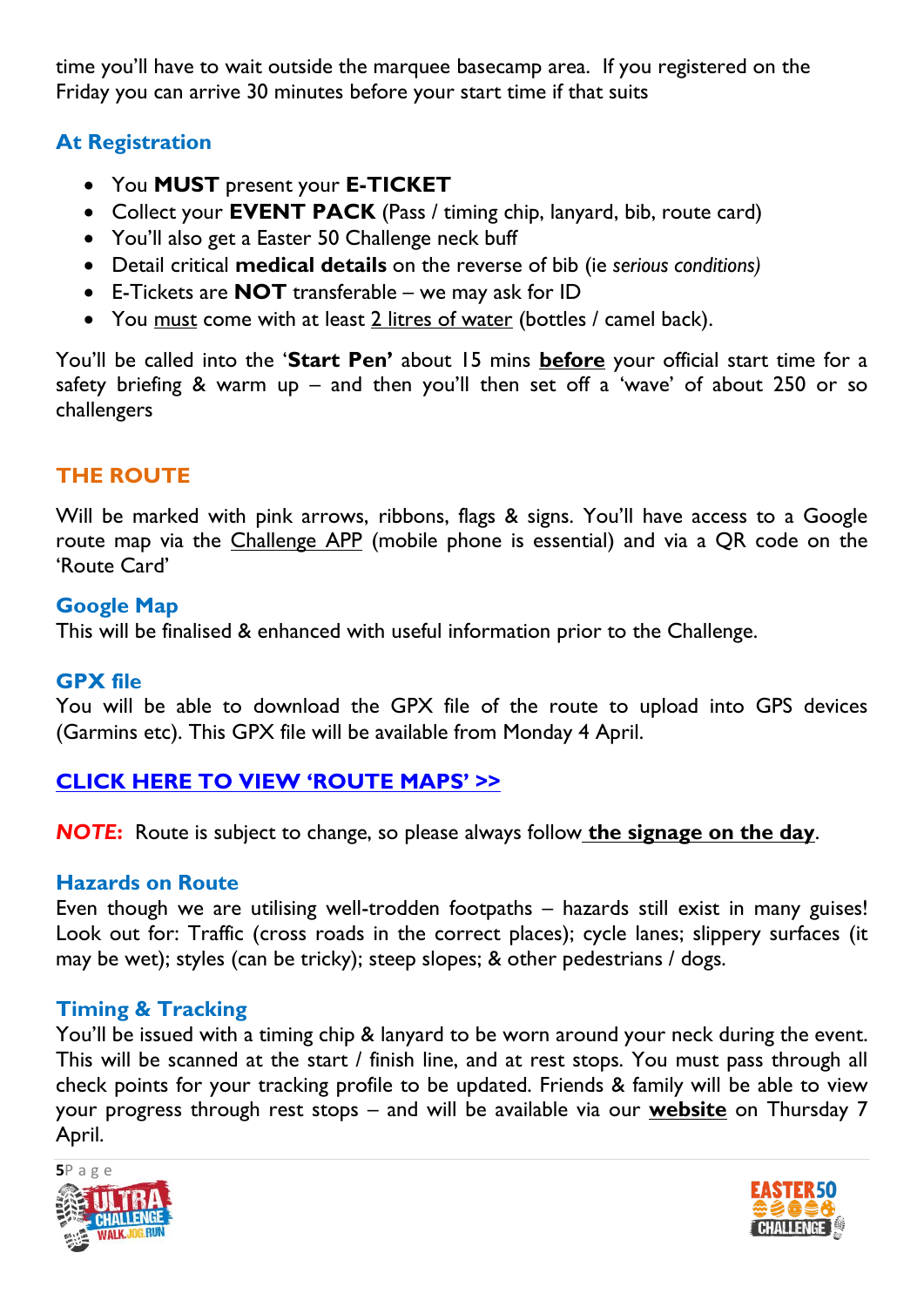time you'll have to wait outside the marquee basecamp area. If you registered on the Friday you can arrive 30 minutes before your start time if that suits

### At Registration

- You **MUST** present your **E-TICKET**
- Collect your **EVENT PACK** (Pass / timing chip, lanyard, bib, route card)
- You'll also get a Easter 50 Challenge neck buff
- Detail critical **medical details** on the reverse of bib (ie *serious conditions)*
- E-Tickets are **NOT** transferable – we may ask for ID
- You must come with at least 2 litres of water (bottles / camel back).

You'll be called into the '**Start Pen'** about 15 mins **before** your official start time for a safety briefing & warm up – and then you'll then set off a 'wave' of about 250 or so challengers

## THE ROUTE

Will be marked with pink arrows, ribbons, flags & signs. You'll have access to a Google route map via the Challenge APP (mobile phone is essential) and via a QR code on the 'Route Card'

### Google Map

This will be finalised & enhanced with useful information prior to the Challenge.

### GPX file

You will be able to download the GPX file of the route to upload into GPS devices (Garmins etc). This GPX file will be available from Monday 4 April.

**CLICK HERE TO VIEW 'ROUTE MAPS' >>**

***NOTE:*** Route is subject to change, so please always follow **the signage on the day**.

### Hazards on Route

Even though we are utilising well-trodden footpaths – hazards still exist in many guises! Look out for: Traffic (cross roads in the correct places); cycle lanes; slippery surfaces (it may be wet); styles (can be tricky); steep slopes; & other pedestrians / dogs.

### Timing & Tracking

You'll be issued with a timing chip & lanyard to be worn around your neck during the event. This will be scanned at the start / finish line, and at rest stops. You must pass through all check points for your tracking profile to be updated. Friends & family will be able to view your progress through rest stops – and will be available via our **website** on Thursday 7 April.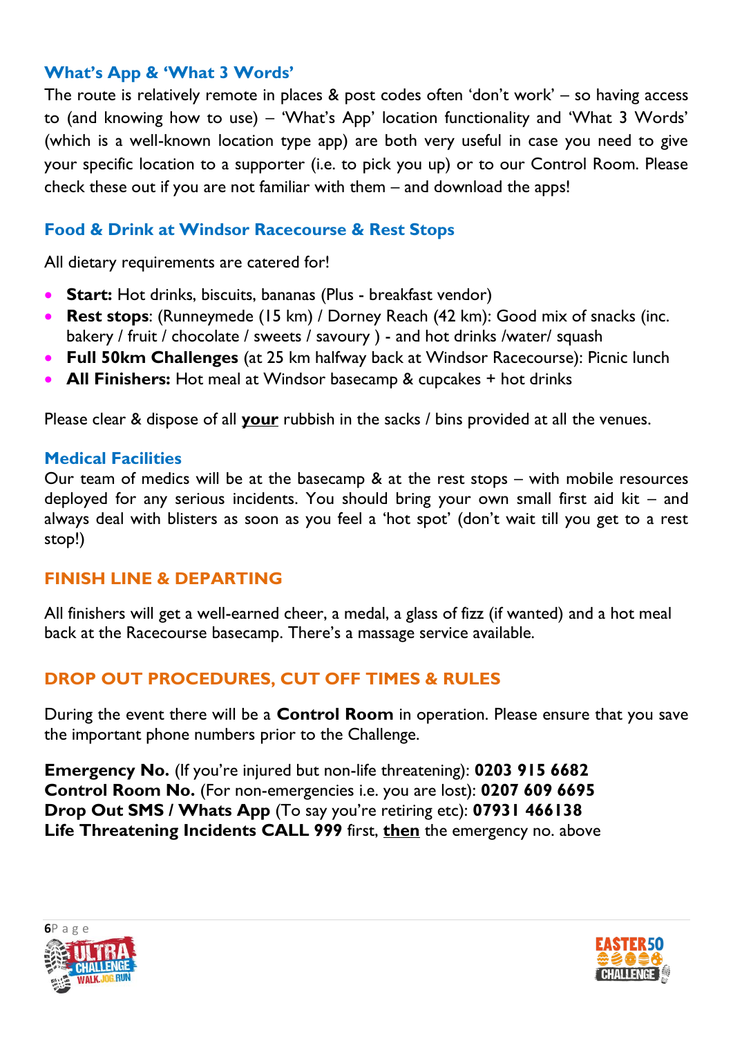### What's App & 'What 3 Words'

The route is relatively remote in places & post codes often 'don't work' – so having access to (and knowing how to use) – 'What's App' location functionality and 'What 3 Words' (which is a well-known location type app) are both very useful in case you need to give your specific location to a supporter (i.e. to pick you up) or to our Control Room. Please check these out if you are not familiar with them – and download the apps!

### Food & Drink at Windsor Racecourse & Rest Stops

All dietary requirements are catered for!

- **Start:** Hot drinks, biscuits, bananas (Plus - breakfast vendor)
- **Rest stops**: (Runneymede (15 km) / Dorney Reach (42 km): Good mix of snacks (inc. bakery / fruit / chocolate / sweets / savoury ) - and hot drinks /water/ squash
- **Full 50km Challenges** (at 25 km halfway back at Windsor Racecourse): Picnic lunch
- **All Finishers:** Hot meal at Windsor basecamp & cupcakes + hot drinks

Please clear & dispose of all **your** rubbish in the sacks / bins provided at all the venues.

### Medical Facilities

Our team of medics will be at the basecamp & at the rest stops – with mobile resources deployed for any serious incidents. You should bring your own small first aid kit – and always deal with blisters as soon as you feel a 'hot spot' (don't wait till you get to a rest stop!)

## FINISH LINE & DEPARTING

All finishers will get a well-earned cheer, a medal, a glass of fizz (if wanted) and a hot meal back at the Racecourse basecamp. There's a massage service available.

## DROP OUT PROCEDURES, CUT OFF TIMES & RULES

During the event there will be a **Control Room** in operation. Please ensure that you save the important phone numbers prior to the Challenge.

**Emergency No.** (If you're injured but non-life threatening): **0203 915 6682**
**Control Room No.** (For non-emergencies i.e. you are lost): **0207 609 6695**
**Drop Out SMS / Whats App** (To say you're retiring etc): **07931 466138**
**Life Threatening Incidents CALL 999** first, **then** the emergency no. above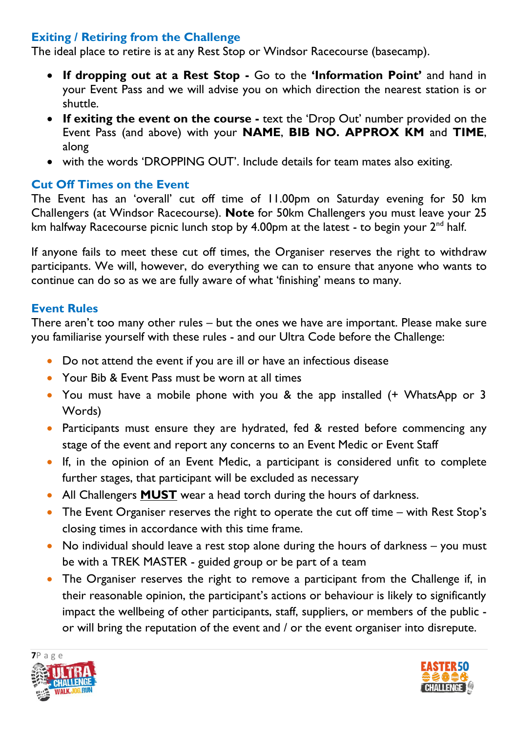## Exiting / Retiring from the Challenge

The ideal place to retire is at any Rest Stop or Windsor Racecourse (basecamp).

- **If dropping out at a Rest Stop -** Go to the **'Information Point'** and hand in your Event Pass and we will advise you on which direction the nearest station is or shuttle.
- **If exiting the event on the course -** text the 'Drop Out' number provided on the Event Pass (and above) with your **NAME**, **BIB NO. APPROX KM** and **TIME**, along
- with the words 'DROPPING OUT'. Include details for team mates also exiting.

## Cut Off Times on the Event

The Event has an 'overall' cut off time of 11.00pm on Saturday evening for 50 km Challengers (at Windsor Racecourse). **Note** for 50km Challengers you must leave your 25 km halfway Racecourse picnic lunch stop by 4.00pm at the latest - to begin your 2nd half.

If anyone fails to meet these cut off times, the Organiser reserves the right to withdraw participants. We will, however, do everything we can to ensure that anyone who wants to continue can do so as we are fully aware of what 'finishing' means to many.

## Event Rules

There aren't too many other rules – but the ones we have are important. Please make sure you familiarise yourself with these rules - and our Ultra Code before the Challenge:

- Do not attend the event if you are ill or have an infectious disease
- Your Bib & Event Pass must be worn at all times
- You must have a mobile phone with you & the app installed (+ WhatsApp or 3 Words)
- Participants must ensure they are hydrated, fed & rested before commencing any stage of the event and report any concerns to an Event Medic or Event Staff
- If, in the opinion of an Event Medic, a participant is considered unfit to complete further stages, that participant will be excluded as necessary
- All Challengers **MUST** wear a head torch during the hours of darkness.
- The Event Organiser reserves the right to operate the cut off time – with Rest Stop's closing times in accordance with this time frame.
- No individual should leave a rest stop alone during the hours of darkness – you must be with a TREK MASTER - guided group or be part of a team
- The Organiser reserves the right to remove a participant from the Challenge if, in their reasonable opinion, the participant's actions or behaviour is likely to significantly impact the wellbeing of other participants, staff, suppliers, or members of the public - or will bring the reputation of the event and / or the event organiser into disrepute.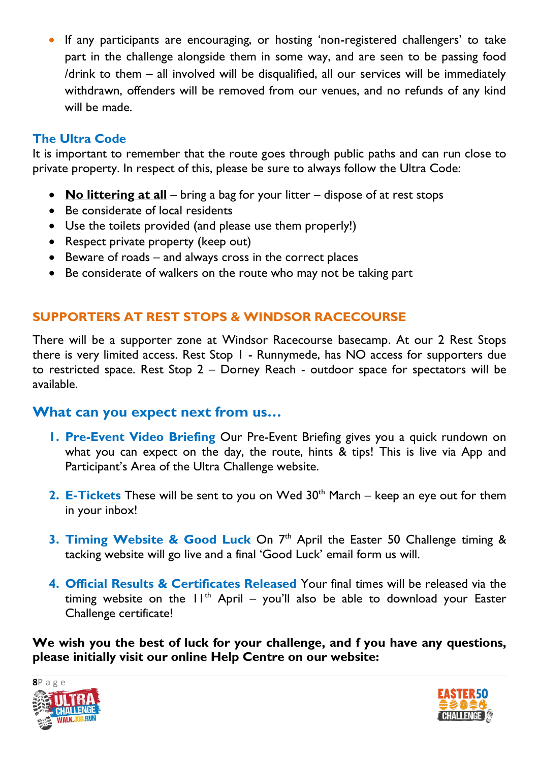- If any participants are encouraging, or hosting 'non-registered challengers' to take part in the challenge alongside them in some way, and are seen to be passing food /drink to them – all involved will be disqualified, all our services will be immediately withdrawn, offenders will be removed from our venues, and no refunds of any kind will be made.

### The Ultra Code

It is important to remember that the route goes through public paths and can run close to private property. In respect of this, please be sure to always follow the Ultra Code:

- **No littering at all** – bring a bag for your litter – dispose of at rest stops
- Be considerate of local residents
- Use the toilets provided (and please use them properly!)
- Respect private property (keep out)
- Beware of roads – and always cross in the correct places
- Be considerate of walkers on the route who may not be taking part

## SUPPORTERS AT REST STOPS & WINDSOR RACECOURSE

There will be a supporter zone at Windsor Racecourse basecamp. At our 2 Rest Stops there is very limited access. Rest Stop 1 - Runnymede, has NO access for supporters due to restricted space. Rest Stop 2 – Dorney Reach - outdoor space for spectators will be available.

## What can you expect next from us…

1. **Pre-Event Video Briefing** Our Pre-Event Briefing gives you a quick rundown on what you can expect on the day, the route, hints & tips! This is live via App and Participant's Area of the Ultra Challenge website.

2. **E-Tickets** These will be sent to you on Wed 30th March – keep an eye out for them in your inbox!

3. **Timing Website & Good Luck** On 7th April the Easter 50 Challenge timing & tacking website will go live and a final 'Good Luck' email form us will.

4. **Official Results & Certificates Released** Your final times will be released via the timing website on the 11th April – you'll also be able to download your Easter Challenge certificate!

**We wish you the best of luck for your challenge, and f you have any questions, please initially visit our online Help Centre on our website:**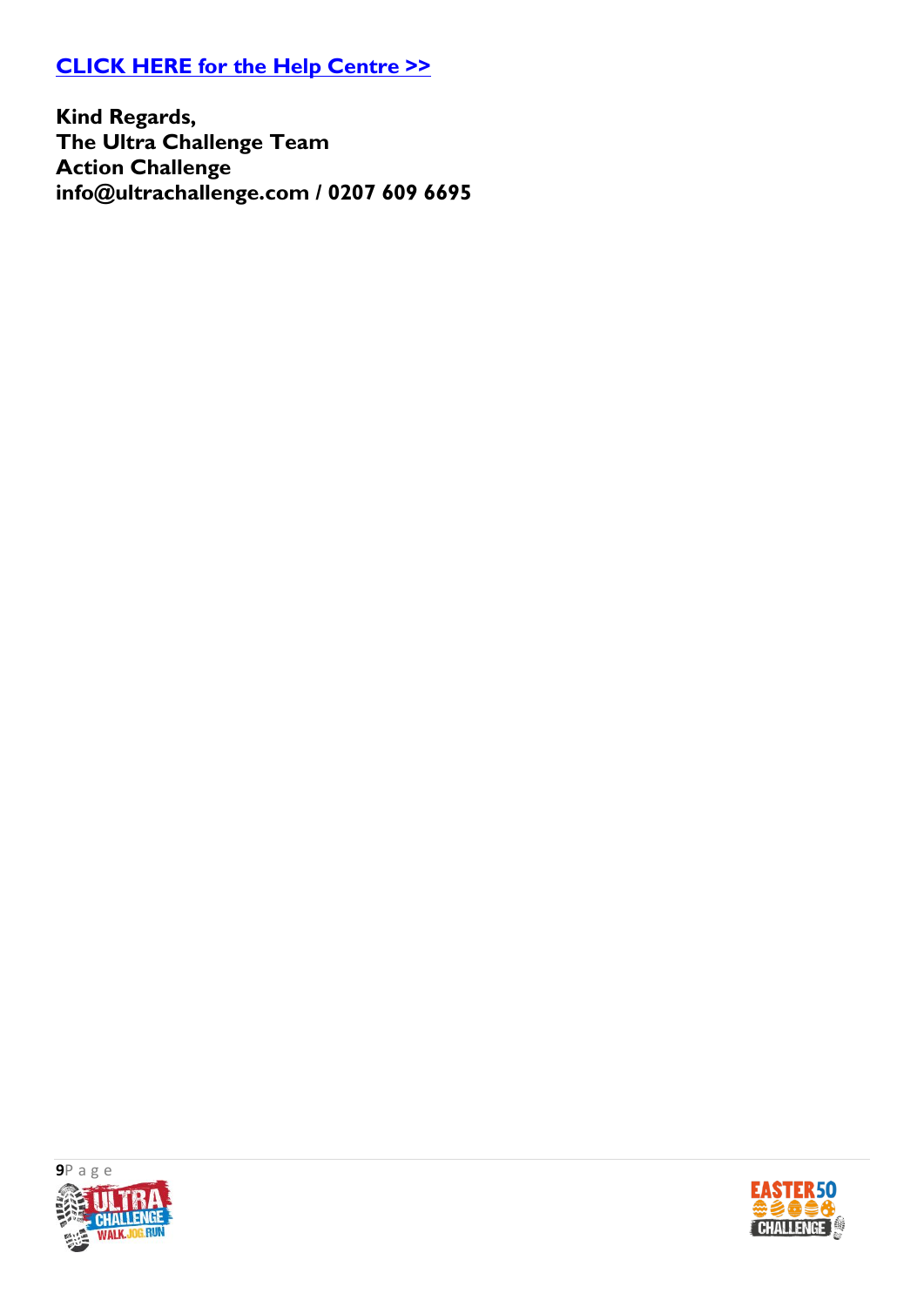**CLICK HERE for the Help Centre >>**

**Kind Regards,**
**The Ultra Challenge Team**
**Action Challenge**
**info@ultrachallenge.com / 0207 609 6695**